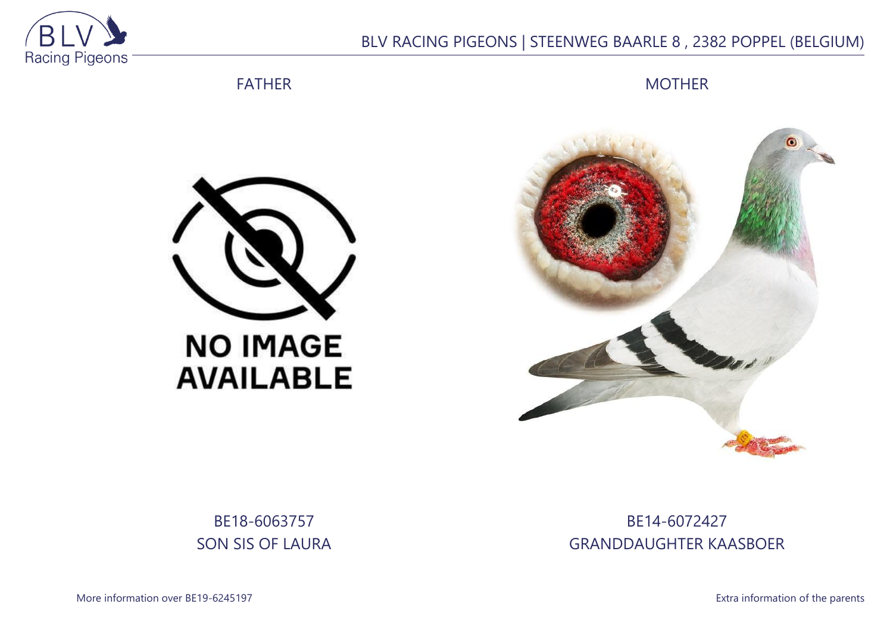BLV RACING PIGEONS | STEENWEG BAARLE 8 , 2382 POPPEL (BELGIUM)

FATHER

MOTHER

NO IMAGE AVAILABLE

BE18-6063757
SON SIS OF LAURA

BE14-6072427
GRANDDAUGHTER KAASBOER

More information over BE19-6245197

Extra information of the parents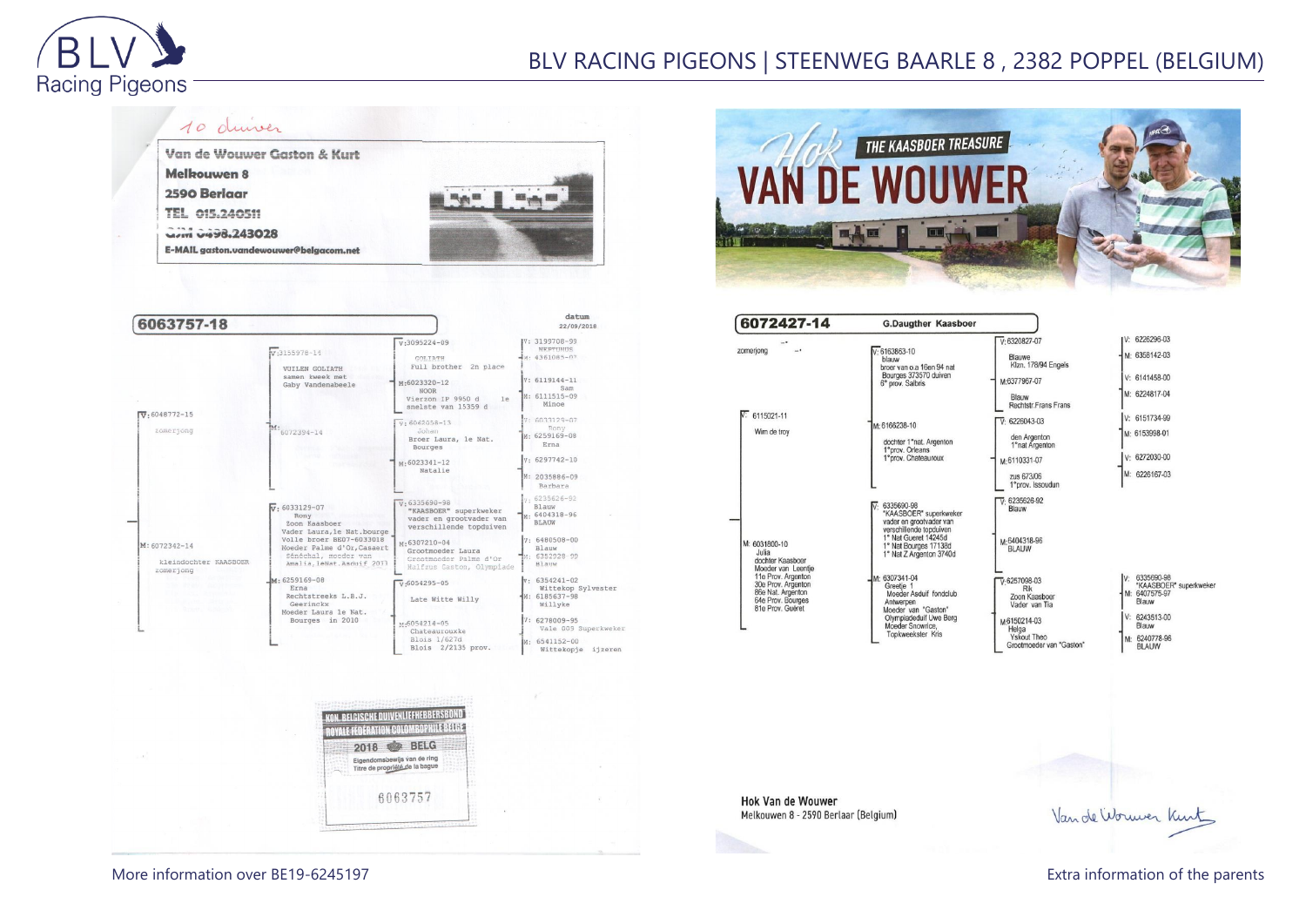# BLV RACING PIGEONS | STEENWEG BAARLE 8 , 2382 POPPEL (BELGIUM)

10 duiven

**Van de Wouwer Gaston & Kurt**
**Melkouwen 8**
**2590 Berlaar**
**TEL 015.240511**
**GSM 0498.243028**
**E-MAIL gaston.vandewouwer@belgacom.net**

## 6063757-18

datum 22/09/2018

V: 6048772-15
zomerjong

- V: 3155978-14
  VOILEN GOLIATH samen kweek met Gaby Vandenabeele
  - V: 3095224-09
    GOLIATH
    Full brother 2n place
    - V: 3199708-99 NEPTUNUS
    - M: 4361085-07
  - M: 6023320-12
    NOOR
    Vierzon IP 9950 d 1e
    snelste van 15359 d
    - V: 6119144-11 Sam
    - M: 6111515-09 Minoe
- M: 6072394-14
  - V: 6042058-13
    Johan
    Broer Laura, 1e Nat. Bourges
    - V: 6033129-07 Rony
    - M: 6259169-08 Erna
  - M: 6023341-12
    Natalie
    - V: 6297742-10
    - M: 2035886-09 Barbara

M: 6072342-14
kleindochter KAASBOER
zomerjong

- V: 6033125-07
  Rony
  Zoon Kaasboer
  Vader Laura,1e Nat.bourge
  Volle broer BE07-6033018
  Moeder Palme d'Or,Casaert
  Sénéchal, moeder van Amalia,1eNat.Asduif 2011
  - V: 6335690-98
    "KAASBOER" superkweker
    vader en grootvader van verschillende topduiven
    - V: 6235626-92 Blauw
    - M: 6404318-96 BLAUW
  - M: 6307210-04
    Grootmoeder Laura
    Grootmoeder Palme d'Or
    Halfzus Gaston, Olympiade
    - V: 6480508-00 Blauw
    - M: 6352028-99 Blauw
- M: 6259169-08
  Erna
  Rechtstreeks L.B.J. Geerinckx
  Moeder Laura 1e Nat. Bourges in 2010
  - V: 6054295-05
    Late Witte Willy
    - V: 6354241-02 Wittekop Sylvester
    - M: 6185637-98 Willyke
  - M: 6054214-05
    Chateauroux
    Blois 1/627d
    Blois 2/2135 prov.
    - V: 6278009-95 Vale 003 Superkweker
    - M: 6541152-00 Wittekopje ijzeren

KON. BELGISCHE DUIVENLIEFHEBBERSBOND
ROYALE FEDERATION COLOMBOPHILE BELGE
2018 BELG
Eigendomsbewijs van de ring
Titre de propriété de la bague
6063757

Hok
THE KAASBOER TREASURE
VAN DE WOUWER

## 6072427-14 G.Daugther Kaasboer

zomerjong

V: 6115021-11
Wim de troy

- V: 6163863-10
  blauw
  broer van o.a 16en 94 nat Bourges 373570 duiven
  6° prov. Salbris
  - V: 6320827-07
    Blauwe
    Kl2n. 178/94 Engels
    - V: 6226296-03
    - M: 6358142-03
  - M: 6377967-07
    Blauw
    Rechtstr.Frans Frans
    - V: 6141458-00
    - M: 6224817-04
- M: 6166238-10
  dochter 1°nat. Argenton
  1°prov. Orleans
  1°prov. Chateauroux
  - V: 6226043-03
    den Argenton
    1°nat Argenton
    - V: 6151734-99
    - M: 6153998-01
  - M: 6110331-07
    zus 673/06
    1°prov. Issoudun
    - V: 6272030-00
    - M: 6226167-03

M: 6031800-10
Julia
dochter Kaasboer
Moeder van Leentje
11e Prov. Argenton
30e Prov. Argenton
86e Nat. Argenton
64e Prov. Bourges
81e Prov. Gueret

- V: 6335690-98
  "KAASBOER" superkweker
  vader en grootvader van verschillende topduiven
  1° Nat Gueret 14245d
  1° Nat Bourges 17138d
  1° Nat Z Argenton 3740d
  - V: 6235626-92
    Blauw
  - M: 6404318-96
    BLAUW
- M: 6307341-04
  Greetje 1
  Moeder Asduif fondclub Antwerpen
  Moeder van "Gaston"
  Olympiadeduif Uwe Berg
  Moeder Snowrice,
  Topkweekster Kris
  - V: 6257098-03
    Rik
    Zoon Kaasboer
    Vader van Tia
    - V: 6335690-98 "KAASBOER" superkweker
    - M: 6407575-97 Blauw
  - M: 6150214-03
    Helga
    Yskout Theo
    Grootmoeder van "Gaston"
    - V: 6243513-00 Blauw
    - M: 6240778-96 BLAUW

**Hok Van de Wouwer**
Melkouwen 8 - 2590 Berlaar (Belgium)

Van de Wouwer Kurt

More information over BE19-6245197

Extra information of the parents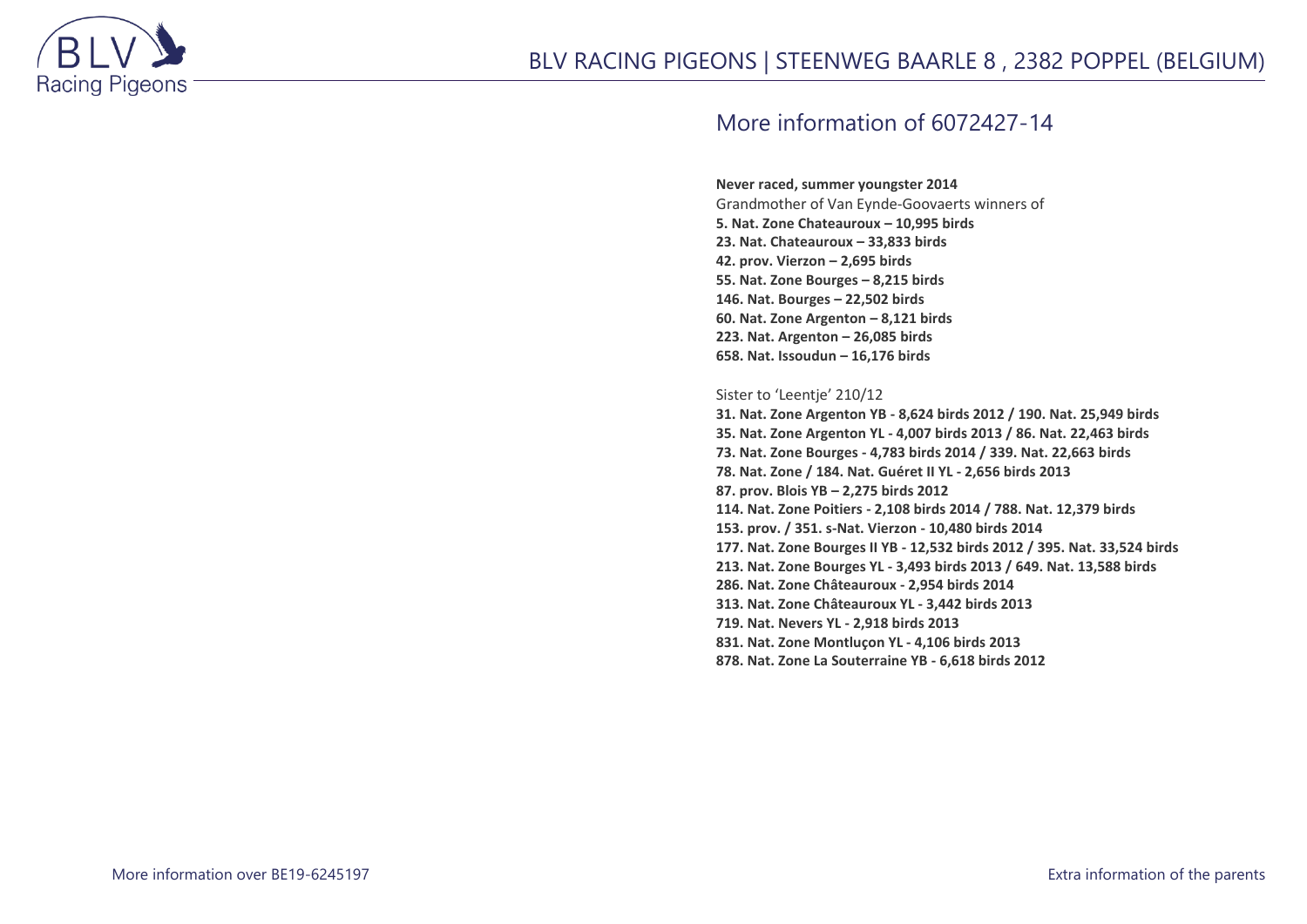## More information of 6072427-14

**Never raced, summer youngster 2014**

Grandmother of Van Eynde-Goovaerts winners of

**5. Nat. Zone Chateauroux – 10,995 birds**
**23. Nat. Chateauroux – 33,833 birds**
**42. prov. Vierzon – 2,695 birds**
**55. Nat. Zone Bourges – 8,215 birds**
**146. Nat. Bourges – 22,502 birds**
**60. Nat. Zone Argenton – 8,121 birds**
**223. Nat. Argenton – 26,085 birds**
**658. Nat. Issoudun – 16,176 birds**

Sister to 'Leentje' 210/12

**31. Nat. Zone Argenton YB - 8,624 birds 2012 / 190. Nat. 25,949 birds**
**35. Nat. Zone Argenton YL - 4,007 birds 2013 / 86. Nat. 22,463 birds**
**73. Nat. Zone Bourges - 4,783 birds 2014 / 339. Nat. 22,663 birds**
**78. Nat. Zone / 184. Nat. Guéret II YL - 2,656 birds 2013**
**87. prov. Blois YB – 2,275 birds 2012**
**114. Nat. Zone Poitiers - 2,108 birds 2014 / 788. Nat. 12,379 birds**
**153. prov. / 351. s-Nat. Vierzon - 10,480 birds 2014**
**177. Nat. Zone Bourges II YB - 12,532 birds 2012 / 395. Nat. 33,524 birds**
**213. Nat. Zone Bourges YL - 3,493 birds 2013 / 649. Nat. 13,588 birds**
**286. Nat. Zone Châteauroux - 2,954 birds 2014**
**313. Nat. Zone Châteauroux YL - 3,442 birds 2013**
**719. Nat. Nevers YL - 2,918 birds 2013**
**831. Nat. Zone Montluçon YL - 4,106 birds 2013**
**878. Nat. Zone La Souterraine YB - 6,618 birds 2012**